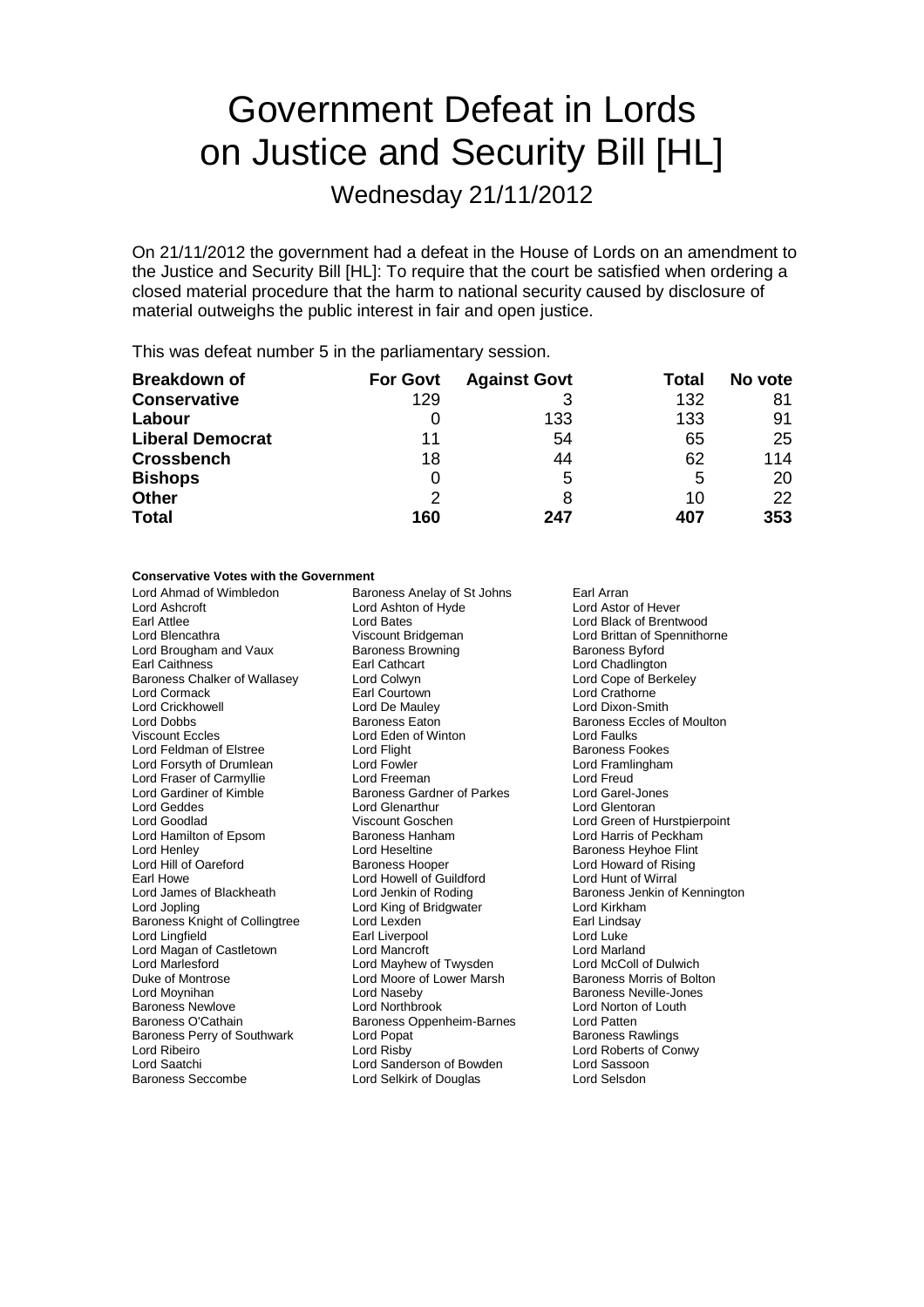# Government Defeat in Lords on Justice and Security Bill [HL]

## Wednesday 21/11/2012

On 21/11/2012 the government had a defeat in the House of Lords on an amendment to the Justice and Security Bill [HL]: To require that the court be satisfied when ordering a closed material procedure that the harm to national security caused by disclosure of material outweighs the public interest in fair and open justice.

This was defeat number 5 in the parliamentary session.

| Breakdown of | For Govt | Against Govt | Total | No vote |
| --- | --- | --- | --- | --- |
| **Conservative** | 129 | 3 | 132 | 81 |
| **Labour** | 0 | 133 | 133 | 91 |
| **Liberal Democrat** | 11 | 54 | 65 | 25 |
| **Crossbench** | 18 | 44 | 62 | 114 |
| **Bishops** | 0 | 5 | 5 | 20 |
| **Other** | 2 | 8 | 10 | 22 |
| **Total** | 160 | 247 | 407 | 353 |

**Conservative Votes with the Government**

Lord Ahmad of Wimbledon
Baroness Anelay of St Johns
Earl Arran
Lord Ashcroft
Lord Ashton of Hyde
Lord Astor of Hever
Earl Attlee
Lord Bates
Lord Black of Brentwood
Lord Blencathra
Viscount Bridgeman
Lord Brittan of Spennithorne
Lord Brougham and Vaux
Baroness Browning
Baroness Byford
Earl Caithness
Earl Cathcart
Lord Chadlington
Baroness Chalker of Wallasey
Lord Colwyn
Lord Cope of Berkeley
Lord Cormack
Earl Courtown
Lord Crathorne
Lord Crickhowell
Lord De Mauley
Lord Dixon-Smith
Lord Dobbs
Baroness Eaton
Baroness Eccles of Moulton
Viscount Eccles
Lord Eden of Winton
Lord Faulks
Lord Feldman of Elstree
Lord Flight
Baroness Fookes
Lord Forsyth of Drumlean
Lord Fowler
Lord Framlingham
Lord Fraser of Carmyllie
Lord Freeman
Lord Freud
Lord Gardiner of Kimble
Baroness Gardner of Parkes
Lord Garel-Jones
Lord Geddes
Lord Glenarthur
Lord Glentoran
Lord Goodlad
Viscount Goschen
Lord Green of Hurstpierpoint
Lord Hamilton of Epsom
Baroness Hanham
Lord Harris of Peckham
Lord Henley
Lord Heseltine
Baroness Heyhoe Flint
Lord Hill of Oareford
Baroness Hooper
Lord Howard of Rising
Earl Howe
Lord Howell of Guildford
Lord Hunt of Wirral
Lord James of Blackheath
Lord Jenkin of Roding
Baroness Jenkin of Kennington
Lord Jopling
Lord King of Bridgwater
Lord Kirkham
Baroness Knight of Collingtree
Lord Lexden
Earl Lindsay
Lord Lingfield
Earl Liverpool
Lord Luke
Lord Magan of Castletown
Lord Mancroft
Lord Marland
Lord Marlesford
Lord Mayhew of Twysden
Lord McColl of Dulwich
Duke of Montrose
Lord Moore of Lower Marsh
Baroness Morris of Bolton
Lord Moynihan
Lord Naseby
Baroness Neville-Jones
Baroness Newlove
Lord Northbrook
Lord Norton of Louth
Baroness O'Cathain
Baroness Oppenheim-Barnes
Lord Patten
Baroness Perry of Southwark
Lord Popat
Baroness Rawlings
Lord Ribeiro
Lord Risby
Lord Roberts of Conwy
Lord Saatchi
Lord Sanderson of Bowden
Lord Sassoon
Baroness Seccombe
Lord Selkirk of Douglas
Lord Selsdon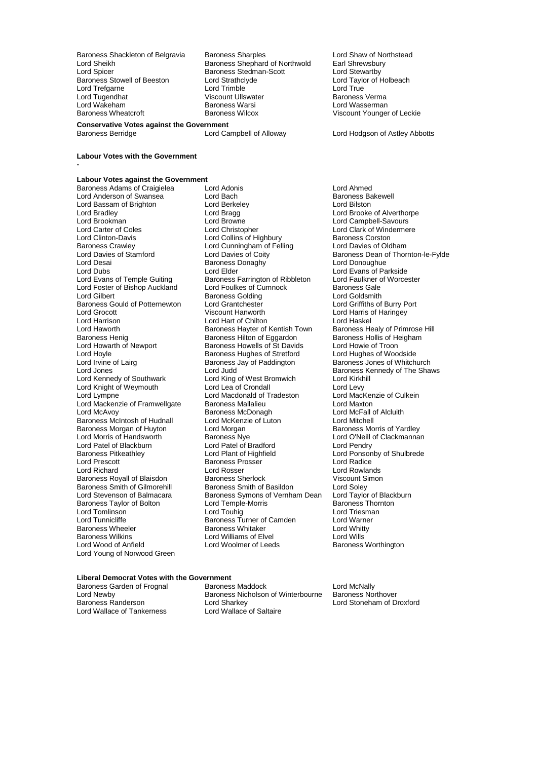Baroness Shackleton of Belgravia
Baroness Sharples
Lord Shaw of Northstead
Lord Sheikh
Baroness Shephard of Northwold
Earl Shrewsbury
Lord Spicer
Baroness Stedman-Scott
Lord Stewartby
Baroness Stowell of Beeston
Lord Strathclyde
Lord Taylor of Holbeach
Lord Trefgarne
Lord Trimble
Lord True
Lord Tugendhat
Viscount Ullswater
Baroness Verma
Lord Wakeham
Baroness Warsi
Lord Wasserman
Baroness Wheatcroft
Baroness Wilcox
Viscount Younger of Leckie

**Conservative Votes against the Government**

Baroness Berridge
Lord Campbell of Alloway
Lord Hodgson of Astley Abbotts

**Labour Votes with the Government**

-

**Labour Votes against the Government**

Baroness Adams of Craigielea
Lord Adonis
Lord Ahmed
Lord Anderson of Swansea
Lord Bach
Baroness Bakewell
Lord Bassam of Brighton
Lord Berkeley
Lord Bilston
Lord Bradley
Lord Bragg
Lord Brooke of Alverthorpe
Lord Brookman
Lord Browne
Lord Campbell-Savours
Lord Carter of Coles
Lord Christopher
Lord Clark of Windermere
Lord Clinton-Davis
Lord Collins of Highbury
Baroness Corston
Baroness Crawley
Lord Cunningham of Felling
Lord Davies of Oldham
Lord Davies of Stamford
Lord Davies of Coity
Baroness Dean of Thornton-le-Fylde
Lord Desai
Baroness Donaghy
Lord Donoughue
Lord Dubs
Lord Elder
Lord Evans of Parkside
Lord Evans of Temple Guiting
Baroness Farrington of Ribbleton
Lord Faulkner of Worcester
Lord Foster of Bishop Auckland
Lord Foulkes of Cumnock
Baroness Gale
Lord Gilbert
Baroness Golding
Lord Goldsmith
Baroness Gould of Potternewton
Lord Grantchester
Lord Griffiths of Burry Port
Lord Grocott
Viscount Hanworth
Lord Harris of Haringey
Lord Harrison
Lord Hart of Chilton
Lord Haskel
Lord Haworth
Baroness Hayter of Kentish Town
Baroness Healy of Primrose Hill
Baroness Henig
Baroness Hilton of Eggardon
Baroness Hollis of Heigham
Lord Howarth of Newport
Baroness Howells of St Davids
Lord Howie of Troon
Lord Hoyle
Baroness Hughes of Stretford
Lord Hughes of Woodside
Lord Irvine of Lairg
Baroness Jay of Paddington
Baroness Jones of Whitchurch
Lord Jones
Lord Judd
Baroness Kennedy of The Shaws
Lord Kennedy of Southwark
Lord King of West Bromwich
Lord Kirkhill
Lord Knight of Weymouth
Lord Lea of Crondall
Lord Levy
Lord Lympne
Lord Macdonald of Tradeston
Lord MacKenzie of Culkein
Lord Mackenzie of Framwellgate
Baroness Mallalieu
Lord Maxton
Lord McAvoy
Baroness McDonagh
Lord McFall of Alcluith
Baroness McIntosh of Hudnall
Lord McKenzie of Luton
Lord Mitchell
Baroness Morgan of Huyton
Lord Morgan
Baroness Morris of Yardley
Lord Morris of Handsworth
Baroness Nye
Lord O'Neill of Clackmannan
Lord Patel of Blackburn
Lord Patel of Bradford
Lord Pendry
Baroness Pitkeathley
Lord Plant of Highfield
Lord Ponsonby of Shulbrede
Lord Prescott
Baroness Prosser
Lord Radice
Lord Richard
Lord Rosser
Lord Rowlands
Baroness Royall of Blaisdon
Baroness Sherlock
Viscount Simon
Baroness Smith of Gilmorehill
Baroness Smith of Basildon
Lord Soley
Lord Stevenson of Balmacara
Baroness Symons of Vernham Dean
Lord Taylor of Blackburn
Baroness Taylor of Bolton
Lord Temple-Morris
Baroness Thornton
Lord Tomlinson
Lord Touhig
Lord Triesman
Lord Tunnicliffe
Baroness Turner of Camden
Lord Warner
Baroness Wheeler
Baroness Whitaker
Lord Whitty
Baroness Wilkins
Lord Williams of Elvel
Lord Wills
Lord Wood of Anfield
Lord Woolmer of Leeds
Baroness Worthington
Lord Young of Norwood Green

**Liberal Democrat Votes with the Government**

Baroness Garden of Frognal
Baroness Maddock
Lord McNally
Lord Newby
Baroness Nicholson of Winterbourne
Baroness Northover
Baroness Randerson
Lord Sharkey
Lord Stoneham of Droxford
Lord Wallace of Tankerness
Lord Wallace of Saltaire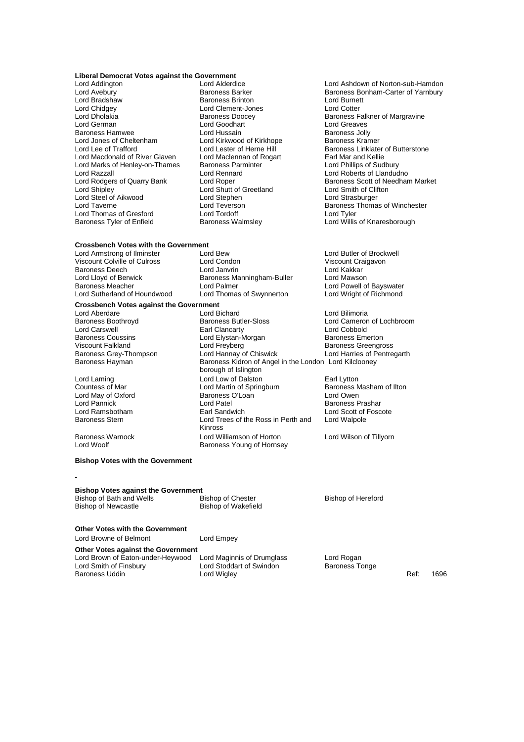**Liberal Democrat Votes against the Government**

| | | |
|---|---|---|
| Lord Addington | Lord Alderdice | Lord Ashdown of Norton-sub-Hamdon |
| Lord Avebury | Baroness Barker | Baroness Bonham-Carter of Yarnbury |
| Lord Bradshaw | Baroness Brinton | Lord Burnett |
| Lord Chidgey | Lord Clement-Jones | Lord Cotter |
| Lord Dholakia | Baroness Doocey | Baroness Falkner of Margravine |
| Lord German | Lord Goodhart | Lord Greaves |
| Baroness Hamwee | Lord Hussain | Baroness Jolly |
| Lord Jones of Cheltenham | Lord Kirkwood of Kirkhope | Baroness Kramer |
| Lord Lee of Trafford | Lord Lester of Herne Hill | Baroness Linklater of Butterstone |
| Lord Macdonald of River Glaven | Lord Maclennan of Rogart | Earl Mar and Kellie |
| Lord Marks of Henley-on-Thames | Baroness Parminter | Lord Phillips of Sudbury |
| Lord Razzall | Lord Rennard | Lord Roberts of Llandudno |
| Lord Rodgers of Quarry Bank | Lord Roper | Baroness Scott of Needham Market |
| Lord Shipley | Lord Shutt of Greetland | Lord Smith of Clifton |
| Lord Steel of Aikwood | Lord Stephen | Lord Strasburger |
| Lord Taverne | Lord Teverson | Baroness Thomas of Winchester |
| Lord Thomas of Gresford | Lord Tordoff | Lord Tyler |
| Baroness Tyler of Enfield | Baroness Walmsley | Lord Willis of Knaresborough |

**Crossbench Votes with the Government**

| | | |
|---|---|---|
| Lord Armstrong of Ilminster | Lord Bew | Lord Butler of Brockwell |
| Viscount Colville of Culross | Lord Condon | Viscount Craigavon |
| Baroness Deech | Lord Janvrin | Lord Kakkar |
| Lord Lloyd of Berwick | Baroness Manningham-Buller | Lord Mawson |
| Baroness Meacher | Lord Palmer | Lord Powell of Bayswater |
| Lord Sutherland of Houndwood | Lord Thomas of Swynnerton | Lord Wright of Richmond |

**Crossbench Votes against the Government**

| | | |
|---|---|---|
| Lord Aberdare | Lord Bichard | Lord Bilimoria |
| Baroness Boothroyd | Baroness Butler-Sloss | Lord Cameron of Lochbroom |
| Lord Carswell | Earl Clancarty | Lord Cobbold |
| Baroness Coussins | Lord Elystan-Morgan | Baroness Emerton |
| Viscount Falkland | Lord Freyberg | Baroness Greengross |
| Baroness Grey-Thompson | Lord Hannay of Chiswick | Lord Harries of Pentregarth |
| Baroness Hayman | Baroness Kidron of Angel in the London borough of Islington | Lord Kilclooney |
| Lord Laming | Lord Low of Dalston | Earl Lytton |
| Countess of Mar | Lord Martin of Springburn | Baroness Masham of Ilton |
| Lord May of Oxford | Baroness O'Loan | Lord Owen |
| Lord Pannick | Lord Patel | Baroness Prashar |
| Lord Ramsbotham | Earl Sandwich | Lord Scott of Foscote |
| Baroness Stern | Lord Trees of the Ross in Perth and Kinross | Lord Walpole |
| Baroness Warnock | Lord Williamson of Horton | Lord Wilson of Tillyorn |
| Lord Woolf | Baroness Young of Hornsey | |

**Bishop Votes with the Government**

-

**Bishop Votes against the Government**

| | | |
|---|---|---|
| Bishop of Bath and Wells | Bishop of Chester | Bishop of Hereford |
| Bishop of Newcastle | Bishop of Wakefield | |

**Other Votes with the Government**

| | |
|---|---|
| Lord Browne of Belmont | Lord Empey |

**Other Votes against the Government**

| | | |
|---|---|---|
| Lord Brown of Eaton-under-Heywood | Lord Maginnis of Drumglass | Lord Rogan |
| Lord Smith of Finsbury | Lord Stoddart of Swindon | Baroness Tonge |
| Baroness Uddin | Lord Wigley | |

Ref: 1696